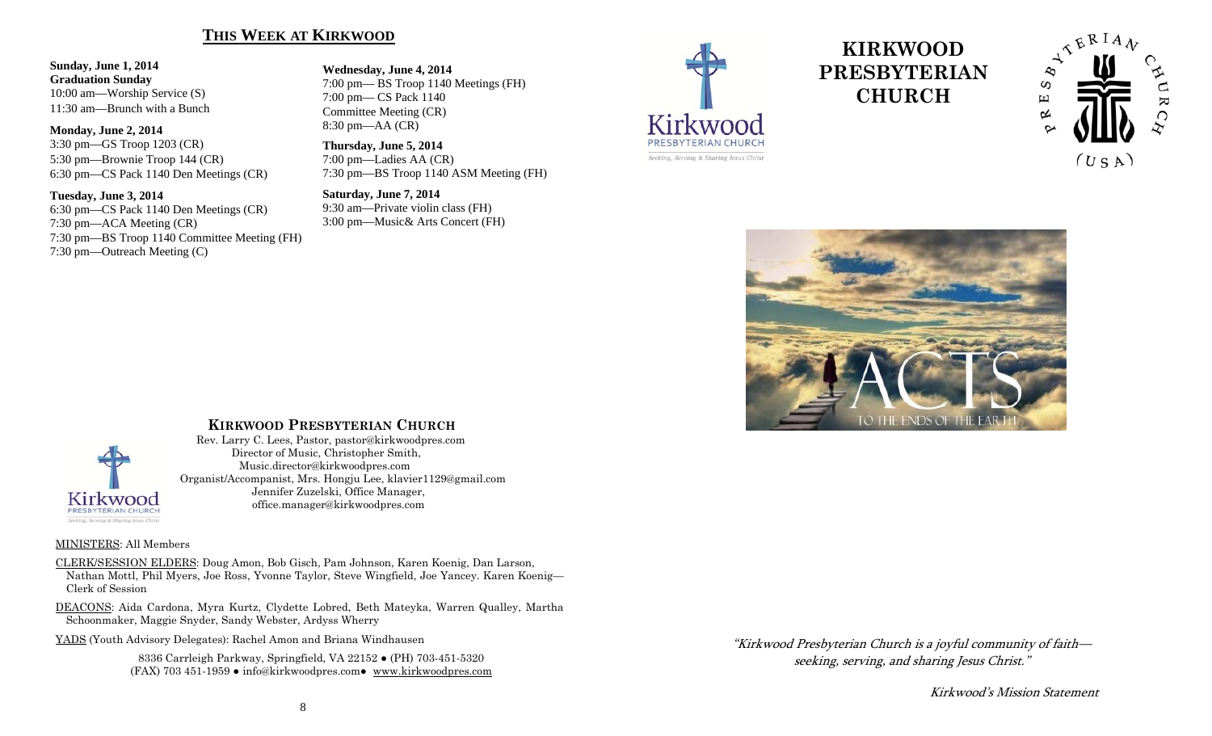## THIS WEEK AT KIRKWOOD

**Sunday, June 1, 2014**
**Graduation Sunday**
10:00 am—Worship Service (S)
11:30 am—Brunch with a Bunch

**Monday, June 2, 2014**
3:30 pm—GS Troop 1203 (CR)
5:30 pm—Brownie Troop 144 (CR)
6:30 pm—CS Pack 1140 Den Meetings (CR)

**Tuesday, June 3, 2014**
6:30 pm—CS Pack 1140 Den Meetings (CR)
7:30 pm—ACA Meeting (CR)
7:30 pm—BS Troop 1140 Committee Meeting (FH)
7:30 pm—Outreach Meeting (C)

**Wednesday, June 4, 2014**
7:00 pm— BS Troop 1140 Meetings (FH)
7:00 pm— CS Pack 1140 Committee Meeting (CR)
8:30 pm—AA (CR)

**Thursday, June 5, 2014**
7:00 pm—Ladies AA (CR)
7:30 pm—BS Troop 1140 ASM Meeting (FH)

**Saturday, June 7, 2014**
9:30 am—Private violin class (FH)
3:00 pm—Music& Arts Concert (FH)

## KIRKWOOD PRESBYTERIAN CHURCH

Rev. Larry C. Lees, Pastor, pastor@kirkwoodpres.com
Director of Music, Christopher Smith, Music.director@kirkwoodpres.com
Organist/Accompanist, Mrs. Hongju Lee, klavier1129@gmail.com
Jennifer Zuzelski, Office Manager, office.manager@kirkwoodpres.com

MINISTERS: All Members

CLERK/SESSION ELDERS: Doug Amon, Bob Gisch, Pam Johnson, Karen Koenig, Dan Larson, Nathan Mottl, Phil Myers, Joe Ross, Yvonne Taylor, Steve Wingfield, Joe Yancey. Karen Koenig—Clerk of Session

DEACONS: Aida Cardona, Myra Kurtz, Clydette Lobred, Beth Mateyka, Warren Qualley, Martha Schoonmaker, Maggie Snyder, Sandy Webster, Ardyss Wherry

YADS (Youth Advisory Delegates): Rachel Amon and Briana Windhausen

8336 Carrleigh Parkway, Springfield, VA 22152 ● (PH) 703-451-5320
(FAX) 703 451-1959 ● info@kirkwoodpres.com● www.kirkwoodpres.com

# KIRKWOOD PRESBYTERIAN CHURCH

Kirkwood Presbyterian Church — Seeking, Serving & Sharing Jesus Christ

Presbyterian Church (USA)

ACTS — TO THE ENDS OF THE EARTH

*"Kirkwood Presbyterian Church is a joyful community of faith—seeking, serving, and sharing Jesus Christ."*

*Kirkwood's Mission Statement*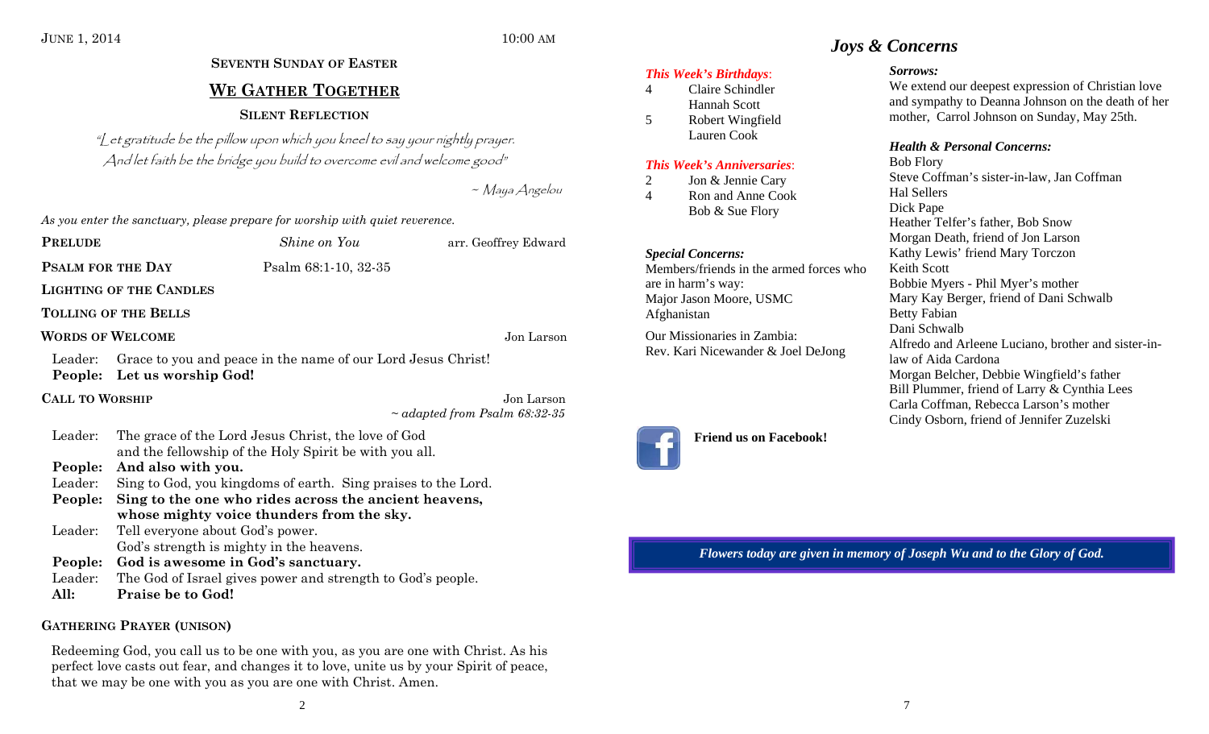JUNE 1, 2014 10:00 AM

### SEVENTH SUNDAY OF EASTER

## WE GATHER TOGETHER

### SILENT REFLECTION

*"Let gratitude be the pillow upon which you kneel to say your nightly prayer. And let faith be the bridge you build to overcome evil and welcome good"*

*~ Maya Angelou*

*As you enter the sanctuary, please prepare for worship with quiet reverence.*

**PRELUDE** — *Shine on You* — arr. Geoffrey Edward

**PSALM FOR THE DAY** — Psalm 68:1-10, 32-35

**LIGHTING OF THE CANDLES**

**TOLLING OF THE BELLS**

**WORDS OF WELCOME** — Jon Larson

Leader: Grace to you and peace in the name of our Lord Jesus Christ!
**People: Let us worship God!**

**CALL TO WORSHIP** — Jon Larson
*~ adapted from Psalm 68:32-35*

Leader: The grace of the Lord Jesus Christ, the love of God and the fellowship of the Holy Spirit be with you all.
**People: And also with you.**
Leader: Sing to God, you kingdoms of earth. Sing praises to the Lord.
**People: Sing to the one who rides across the ancient heavens, whose mighty voice thunders from the sky.**
Leader: Tell everyone about God's power. God's strength is mighty in the heavens.
**People: God is awesome in God's sanctuary.**
Leader: The God of Israel gives power and strength to God's people.
**All: Praise be to God!**

**GATHERING PRAYER (UNISON)**

Redeeming God, you call us to be one with you, as you are one with Christ. As his perfect love casts out fear, and changes it to love, unite us by your Spirit of peace, that we may be one with you as you are one with Christ. Amen.

## *Joys & Concerns*

***This Week's Birthdays:***

4 Claire Schindler
Hannah Scott
5 Robert Wingfield
Lauren Cook

***This Week's Anniversaries:***

2 Jon & Jennie Cary
4 Ron and Anne Cook
Bob & Sue Flory

***Special Concerns:***
Members/friends in the armed forces who are in harm's way:
Major Jason Moore, USMC
Afghanistan

Our Missionaries in Zambia:
Rev. Kari Nicewander & Joel DeJong

**Friend us on Facebook!**

***Sorrows:***
We extend our deepest expression of Christian love and sympathy to Deanna Johnson on the death of her mother, Carrol Johnson on Sunday, May 25th.

***Health & Personal Concerns:***
Bob Flory
Steve Coffman's sister-in-law, Jan Coffman
Hal Sellers
Dick Pape
Heather Telfer's father, Bob Snow
Morgan Death, friend of Jon Larson
Kathy Lewis' friend Mary Torczon
Keith Scott
Bobbie Myers - Phil Myer's mother
Mary Kay Berger, friend of Dani Schwalb
Betty Fabian
Dani Schwalb
Alfredo and Arleene Luciano, brother and sister-in-law of Aida Cardona
Morgan Belcher, Debbie Wingfield's father
Bill Plummer, friend of Larry & Cynthia Lees
Carla Coffman, Rebecca Larson's mother
Cindy Osborn, friend of Jennifer Zuzelski

***Flowers today are given in memory of Joseph Wu and to the Glory of God.***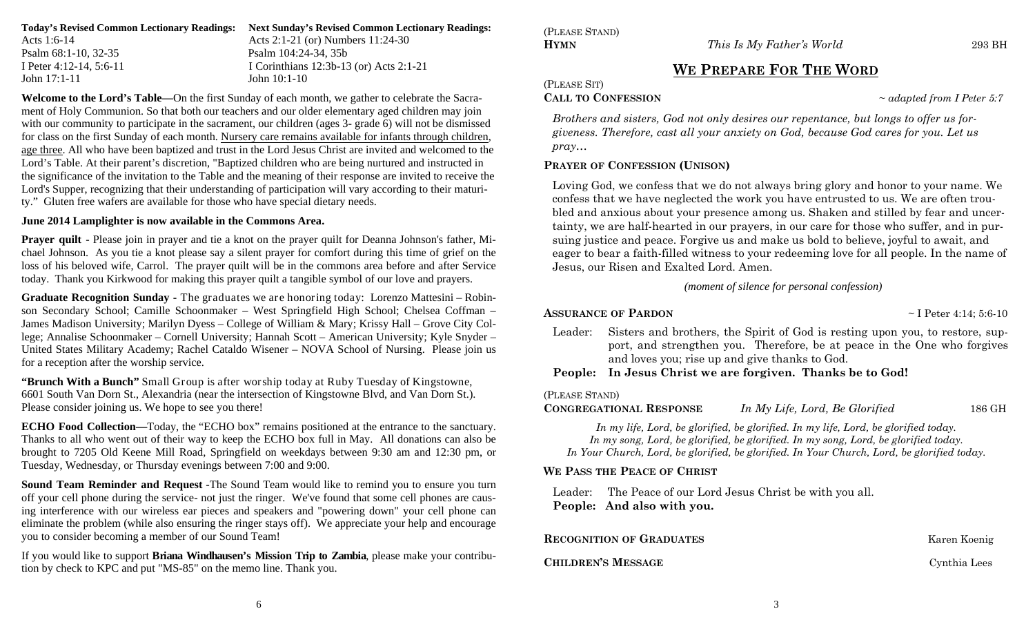**Today's Revised Common Lectionary Readings:**
Acts 1:6-14
Psalm 68:1-10, 32-35
I Peter 4:12-14, 5:6-11
John 17:1-11

**Next Sunday's Revised Common Lectionary Readings:**
Acts 2:1-21 (or) Numbers 11:24-30
Psalm 104:24-34, 35b
I Corinthians 12:3b-13 (or) Acts 2:1-21
John 10:1-10

**Welcome to the Lord's Table—**On the first Sunday of each month, we gather to celebrate the Sacrament of Holy Communion. So that both our teachers and our older elementary aged children may join with our community to participate in the sacrament, our children (ages 3- grade 6) will not be dismissed for class on the first Sunday of each month. Nursery care remains available for infants through children, age three. All who have been baptized and trust in the Lord Jesus Christ are invited and welcomed to the Lord's Table. At their parent's discretion, "Baptized children who are being nurtured and instructed in the significance of the invitation to the Table and the meaning of their response are invited to receive the Lord's Supper, recognizing that their understanding of participation will vary according to their maturity." Gluten free wafers are available for those who have special dietary needs.

**June 2014 Lamplighter is now available in the Commons Area.**

**Prayer quilt** - Please join in prayer and tie a knot on the prayer quilt for Deanna Johnson's father, Michael Johnson. As you tie a knot please say a silent prayer for comfort during this time of grief on the loss of his beloved wife, Carrol. The prayer quilt will be in the commons area before and after Service today. Thank you Kirkwood for making this prayer quilt a tangible symbol of our love and prayers.

**Graduate Recognition Sunday -** The graduates we are honoring today: Lorenzo Mattesini – Robinson Secondary School; Camille Schoonmaker – West Springfield High School; Chelsea Coffman – James Madison University; Marilyn Dyess – College of William & Mary; Krissy Hall – Grove City College; Annalise Schoonmaker – Cornell University; Hannah Scott – American University; Kyle Snyder – United States Military Academy; Rachel Cataldo Wisener – NOVA School of Nursing. Please join us for a reception after the worship service.

**"Brunch With a Bunch"** Small Group is after worship today at Ruby Tuesday of Kingstowne, 6601 South Van Dorn St., Alexandria (near the intersection of Kingstowne Blvd, and Van Dorn St.). Please consider joining us. We hope to see you there!

**ECHO Food Collection—**Today, the "ECHO box" remains positioned at the entrance to the sanctuary. Thanks to all who went out of their way to keep the ECHO box full in May. All donations can also be brought to 7205 Old Keene Mill Road, Springfield on weekdays between 9:30 am and 12:30 pm, or Tuesday, Wednesday, or Thursday evenings between 7:00 and 9:00.

**Sound Team Reminder and Request** -The Sound Team would like to remind you to ensure you turn off your cell phone during the service- not just the ringer. We've found that some cell phones are causing interference with our wireless ear pieces and speakers and "powering down" your cell phone can eliminate the problem (while also ensuring the ringer stays off). We appreciate your help and encourage you to consider becoming a member of our Sound Team!

If you would like to support **Briana Windhausen's Mission Trip to Zambia**, please make your contribution by check to KPC and put "MS-85" on the memo line. Thank you.

(PLEASE STAND)
**HYMN** *This Is My Father's World* 293 BH

## WE PREPARE FOR THE WORD

(PLEASE SIT)
**CALL TO CONFESSION** *~ adapted from I Peter 5:7*

*Brothers and sisters, God not only desires our repentance, but longs to offer us forgiveness. Therefore, cast all your anxiety on God, because God cares for you. Let us pray…*

**PRAYER OF CONFESSION (UNISON)**

Loving God, we confess that we do not always bring glory and honor to your name. We confess that we have neglected the work you have entrusted to us. We are often troubled and anxious about your presence among us. Shaken and stilled by fear and uncertainty, we are half-hearted in our prayers, in our care for those who suffer, and in pursuing justice and peace. Forgive us and make us bold to believe, joyful to await, and eager to bear a faith-filled witness to your redeeming love for all people. In the name of Jesus, our Risen and Exalted Lord. Amen.

*(moment of silence for personal confession)*

**ASSURANCE OF PARDON** ~ I Peter 4:14; 5:6-10

Leader: Sisters and brothers, the Spirit of God is resting upon you, to restore, support, and strengthen you. Therefore, be at peace in the One who forgives and loves you; rise up and give thanks to God.
**People: In Jesus Christ we are forgiven. Thanks be to God!**

(PLEASE STAND)
**CONGREGATIONAL RESPONSE** *In My Life, Lord, Be Glorified* 186 GH

*In my life, Lord, be glorified, be glorified. In my life, Lord, be glorified today.*
*In my song, Lord, be glorified, be glorified. In my song, Lord, be glorified today.*
*In Your Church, Lord, be glorified, be glorified. In Your Church, Lord, be glorified today.*

**WE PASS THE PEACE OF CHRIST**

Leader: The Peace of our Lord Jesus Christ be with you all.
**People: And also with you.**

**RECOGNITION OF GRADUATES** Karen Koenig

**CHILDREN'S MESSAGE** Cynthia Lees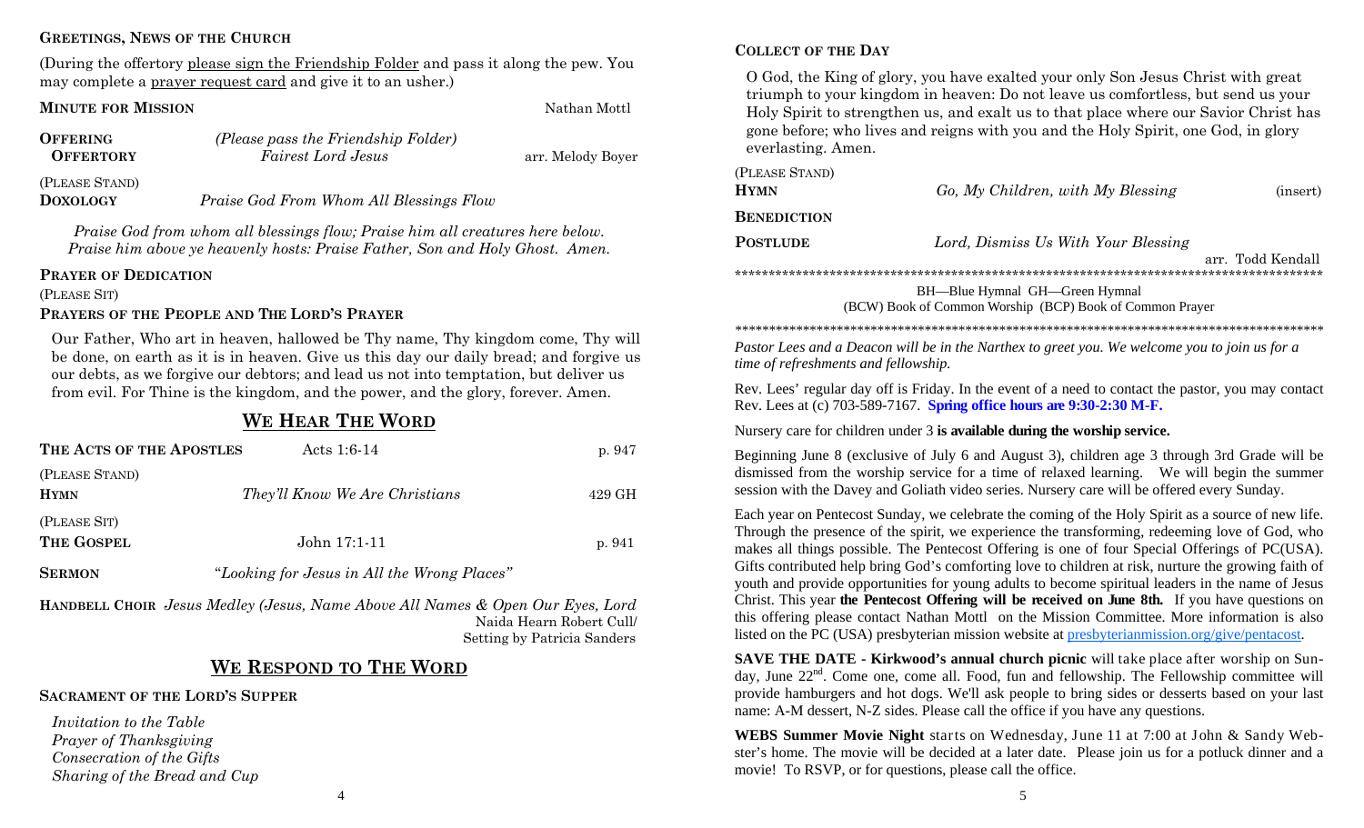**GREETINGS, NEWS OF THE CHURCH**

(During the offertory please sign the Friendship Folder and pass it along the pew. You may complete a prayer request card and give it to an usher.)

**MINUTE FOR MISSION** Nathan Mottl

**OFFERING** *(Please pass the Friendship Folder)*

**OFFERTORY** *Fairest Lord Jesus* arr. Melody Boyer

(PLEASE STAND)

**DOXOLOGY** *Praise God From Whom All Blessings Flow*

*Praise God from whom all blessings flow; Praise him all creatures here below.*
*Praise him above ye heavenly hosts: Praise Father, Son and Holy Ghost. Amen.*

**PRAYER OF DEDICATION**

(PLEASE SIT)

**PRAYERS OF THE PEOPLE AND THE LORD'S PRAYER**

Our Father, Who art in heaven, hallowed be Thy name, Thy kingdom come, Thy will be done, on earth as it is in heaven. Give us this day our daily bread; and forgive us our debts, as we forgive our debtors; and lead us not into temptation, but deliver us from evil. For Thine is the kingdom, and the power, and the glory, forever. Amen.

## WE HEAR THE WORD

**THE ACTS OF THE APOSTLES** Acts 1:6-14 p. 947

(PLEASE STAND)

**HYMN** *They'll Know We Are Christians* 429 GH

(PLEASE SIT)

**THE GOSPEL** John 17:1-11 p. 941

**SERMON** *"Looking for Jesus in All the Wrong Places"*

**HANDBELL CHOIR** *Jesus Medley (Jesus, Name Above All Names & Open Our Eyes, Lord*
Naida Hearn Robert Cull/
Setting by Patricia Sanders

## WE RESPOND TO THE WORD

**SACRAMENT OF THE LORD'S SUPPER**

*Invitation to the Table*
*Prayer of Thanksgiving*
*Consecration of the Gifts*
*Sharing of the Bread and Cup*

**COLLECT OF THE DAY**

O God, the King of glory, you have exalted your only Son Jesus Christ with great triumph to your kingdom in heaven: Do not leave us comfortless, but send us your Holy Spirit to strengthen us, and exalt us to that place where our Savior Christ has gone before; who lives and reigns with you and the Holy Spirit, one God, in glory everlasting. Amen.

(PLEASE STAND)

**HYMN** *Go, My Children, with My Blessing* (insert)

**BENEDICTION**

**POSTLUDE** *Lord, Dismiss Us With Your Blessing*
arr. Todd Kendall

\*\*\*\*\*\*\*\*\*\*\*\*\*\*\*\*\*\*\*\*\*\*\*\*\*\*\*\*\*\*\*\*\*\*\*\*\*\*\*\*\*\*\*\*\*\*\*\*\*\*\*\*\*\*\*\*\*\*\*\*\*\*\*\*\*\*\*\*\*\*\*\*\*\*\*\*\*\*

BH—Blue Hymnal GH—Green Hymnal
(BCW) Book of Common Worship (BCP) Book of Common Prayer

\*\*\*\*\*\*\*\*\*\*\*\*\*\*\*\*\*\*\*\*\*\*\*\*\*\*\*\*\*\*\*\*\*\*\*\*\*\*\*\*\*\*\*\*\*\*\*\*\*\*\*\*\*\*\*\*\*\*\*\*\*\*\*\*\*\*\*\*\*\*\*\*\*\*\*\*\*\*

*Pastor Lees and a Deacon will be in the Narthex to greet you. We welcome you to join us for a time of refreshments and fellowship.*

Rev. Lees' regular day off is Friday. In the event of a need to contact the pastor, you may contact Rev. Lees at (c) 703-589-7167. **Spring office hours are 9:30-2:30 M-F.**

Nursery care for children under 3 **is available during the worship service.**

Beginning June 8 (exclusive of July 6 and August 3), children age 3 through 3rd Grade will be dismissed from the worship service for a time of relaxed learning. We will begin the summer session with the Davey and Goliath video series. Nursery care will be offered every Sunday.

Each year on Pentecost Sunday, we celebrate the coming of the Holy Spirit as a source of new life. Through the presence of the spirit, we experience the transforming, redeeming love of God, who makes all things possible. The Pentecost Offering is one of four Special Offerings of PC(USA). Gifts contributed help bring God's comforting love to children at risk, nurture the growing faith of youth and provide opportunities for young adults to become spiritual leaders in the name of Jesus Christ. This year **the Pentecost Offering will be received on June 8th.** If you have questions on this offering please contact Nathan Mottl on the Mission Committee. More information is also listed on the PC (USA) presbyterian mission website at presbyterianmission.org/give/pentacost.

**SAVE THE DATE - Kirkwood's annual church picnic** will take place after worship on Sunday, June 22nd. Come one, come all. Food, fun and fellowship. The Fellowship committee will provide hamburgers and hot dogs. We'll ask people to bring sides or desserts based on your last name: A-M dessert, N-Z sides. Please call the office if you have any questions.

**WEBS Summer Movie Night** starts on Wednesday, June 11 at 7:00 at John & Sandy Webster's home. The movie will be decided at a later date. Please join us for a potluck dinner and a movie! To RSVP, or for questions, please call the office.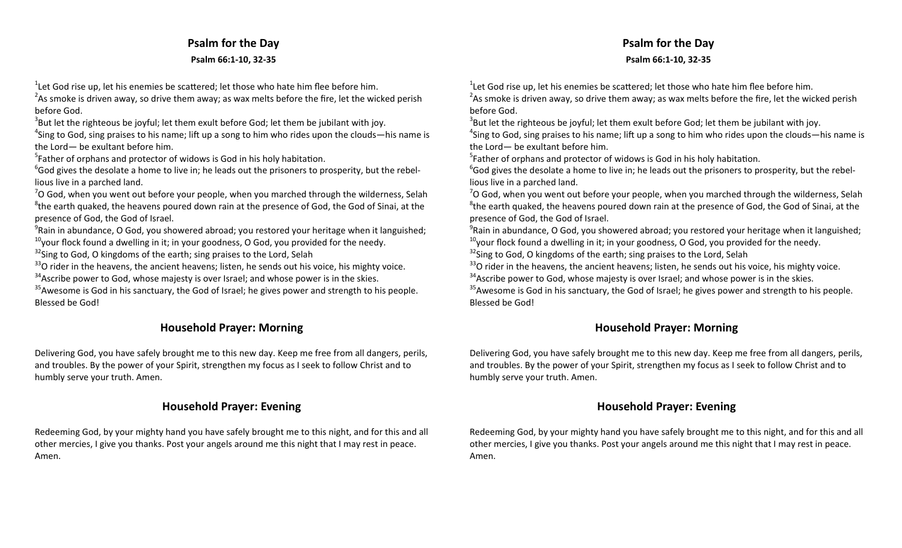## Psalm for the Day

**Psalm 66:1-10, 32-35**

[1]Let God rise up, let his enemies be scattered; let those who hate him flee before him.
[2]As smoke is driven away, so drive them away; as wax melts before the fire, let the wicked perish before God.
[3]But let the righteous be joyful; let them exult before God; let them be jubilant with joy.
[4]Sing to God, sing praises to his name; lift up a song to him who rides upon the clouds—his name is the Lord— be exultant before him.
[5]Father of orphans and protector of widows is God in his holy habitation.
[6]God gives the desolate a home to live in; he leads out the prisoners to prosperity, but the rebellious live in a parched land.
[7]O God, when you went out before your people, when you marched through the wilderness, Selah
[8]the earth quaked, the heavens poured down rain at the presence of God, the God of Sinai, at the presence of God, the God of Israel.
[9]Rain in abundance, O God, you showered abroad; you restored your heritage when it languished;
[10]your flock found a dwelling in it; in your goodness, O God, you provided for the needy.
[32]Sing to God, O kingdoms of the earth; sing praises to the Lord, Selah
[33]O rider in the heavens, the ancient heavens; listen, he sends out his voice, his mighty voice.
[34]Ascribe power to God, whose majesty is over Israel; and whose power is in the skies.
[35]Awesome is God in his sanctuary, the God of Israel; he gives power and strength to his people. Blessed be God!

## Household Prayer: Morning

Delivering God, you have safely brought me to this new day. Keep me free from all dangers, perils, and troubles. By the power of your Spirit, strengthen my focus as I seek to follow Christ and to humbly serve your truth. Amen.

## Household Prayer: Evening

Redeeming God, by your mighty hand you have safely brought me to this night, and for this and all other mercies, I give you thanks. Post your angels around me this night that I may rest in peace. Amen.

## Psalm for the Day

**Psalm 66:1-10, 32-35**

[1]Let God rise up, let his enemies be scattered; let those who hate him flee before him.
[2]As smoke is driven away, so drive them away; as wax melts before the fire, let the wicked perish before God.
[3]But let the righteous be joyful; let them exult before God; let them be jubilant with joy.
[4]Sing to God, sing praises to his name; lift up a song to him who rides upon the clouds—his name is the Lord— be exultant before him.
[5]Father of orphans and protector of widows is God in his holy habitation.
[6]God gives the desolate a home to live in; he leads out the prisoners to prosperity, but the rebellious live in a parched land.
[7]O God, when you went out before your people, when you marched through the wilderness, Selah
[8]the earth quaked, the heavens poured down rain at the presence of God, the God of Sinai, at the presence of God, the God of Israel.
[9]Rain in abundance, O God, you showered abroad; you restored your heritage when it languished;
[10]your flock found a dwelling in it; in your goodness, O God, you provided for the needy.
[32]Sing to God, O kingdoms of the earth; sing praises to the Lord, Selah
[33]O rider in the heavens, the ancient heavens; listen, he sends out his voice, his mighty voice.
[34]Ascribe power to God, whose majesty is over Israel; and whose power is in the skies.
[35]Awesome is God in his sanctuary, the God of Israel; he gives power and strength to his people. Blessed be God!

## Household Prayer: Morning

Delivering God, you have safely brought me to this new day. Keep me free from all dangers, perils, and troubles. By the power of your Spirit, strengthen my focus as I seek to follow Christ and to humbly serve your truth. Amen.

## Household Prayer: Evening

Redeeming God, by your mighty hand you have safely brought me to this night, and for this and all other mercies, I give you thanks. Post your angels around me this night that I may rest in peace. Amen.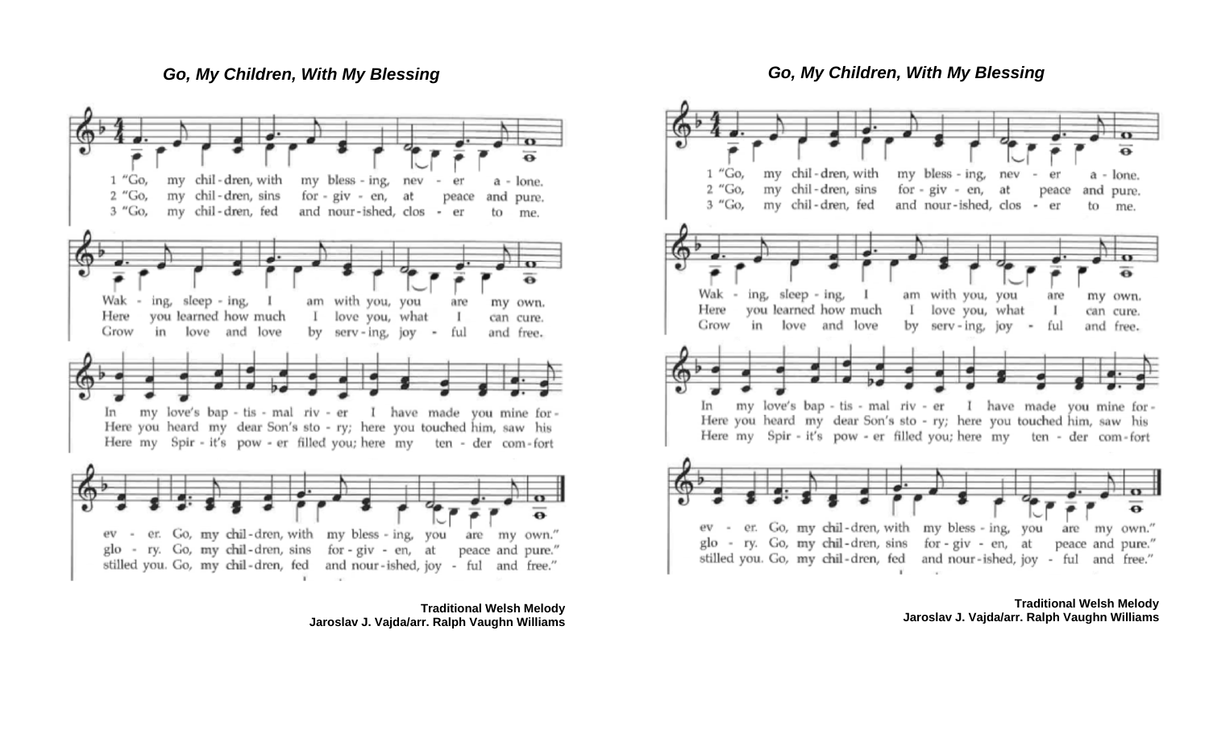## *Go, My Children, With My Blessing*

1 "Go, my chil-dren, with my bless-ing, nev - er a - lone.
2 "Go, my chil-dren, sins for - giv - en, at peace and pure.
3 "Go, my chil-dren, fed and nour-ished, clos - er to me.

Wak - ing, sleep - ing, I am with you, you are my own.
Here you learned how much I love you, what I can cure.
Grow in love and love by serv-ing, joy - ful and free.

In my love's bap - tis - mal riv - er I have made you mine for -
Here you heard my dear Son's sto - ry; here you touched him, saw his
Here my Spir - it's pow - er filled you; here my ten - der com-fort

ev - er. Go, my chil-dren, with my bless-ing, you are my own."
glo - ry. Go, my chil-dren, sins for - giv - en, at peace and pure."
stilled you. Go, my chil-dren, fed and nour-ished, joy - ful and free."

**Traditional Welsh Melody**
**Jaroslav J. Vajda/arr. Ralph Vaughn Williams**

## *Go, My Children, With My Blessing*

1 "Go, my chil-dren, with my bless-ing, nev - er a - lone.
2 "Go, my chil-dren, sins for - giv - en, at peace and pure.
3 "Go, my chil-dren, fed and nour-ished, clos - er to me.

Wak - ing, sleep - ing, I am with you, you are my own.
Here you learned how much I love you, what I can cure.
Grow in love and love by serv-ing, joy - ful and free.

In my love's bap - tis - mal riv - er I have made you mine for -
Here you heard my dear Son's sto - ry; here you touched him, saw his
Here my Spir - it's pow - er filled you; here my ten - der com-fort

ev - er. Go, my chil-dren, with my bless-ing, you are my own."
glo - ry. Go, my chil-dren, sins for - giv - en, at peace and pure."
stilled you. Go, my chil-dren, fed and nour-ished, joy - ful and free."

**Traditional Welsh Melody**
**Jaroslav J. Vajda/arr. Ralph Vaughn Williams**